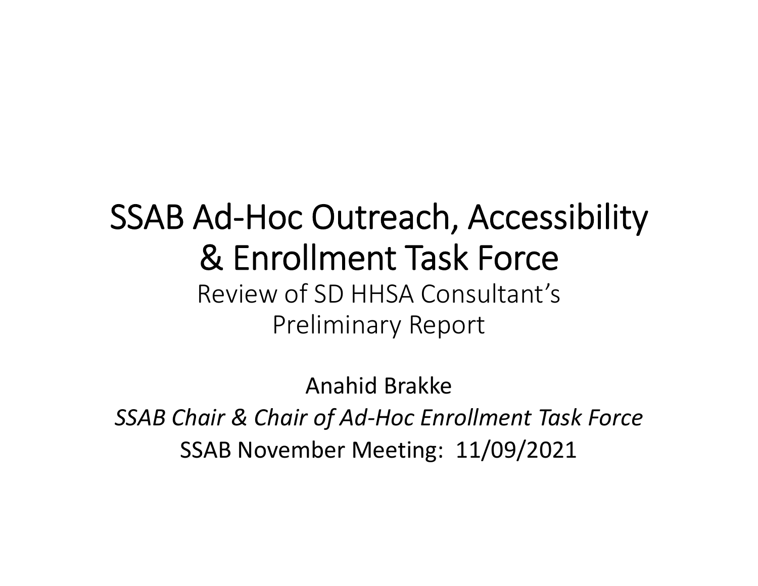# SSAB Ad-Hoc Outreach, Accessibility & Enrollment Task Force

Review of SD HHSA Consultant's Preliminary Report

Anahid Brakke

*SSAB Chair & Chair of Ad-Hoc Enrollment Task Force*

SSAB November Meeting: 11/09/2021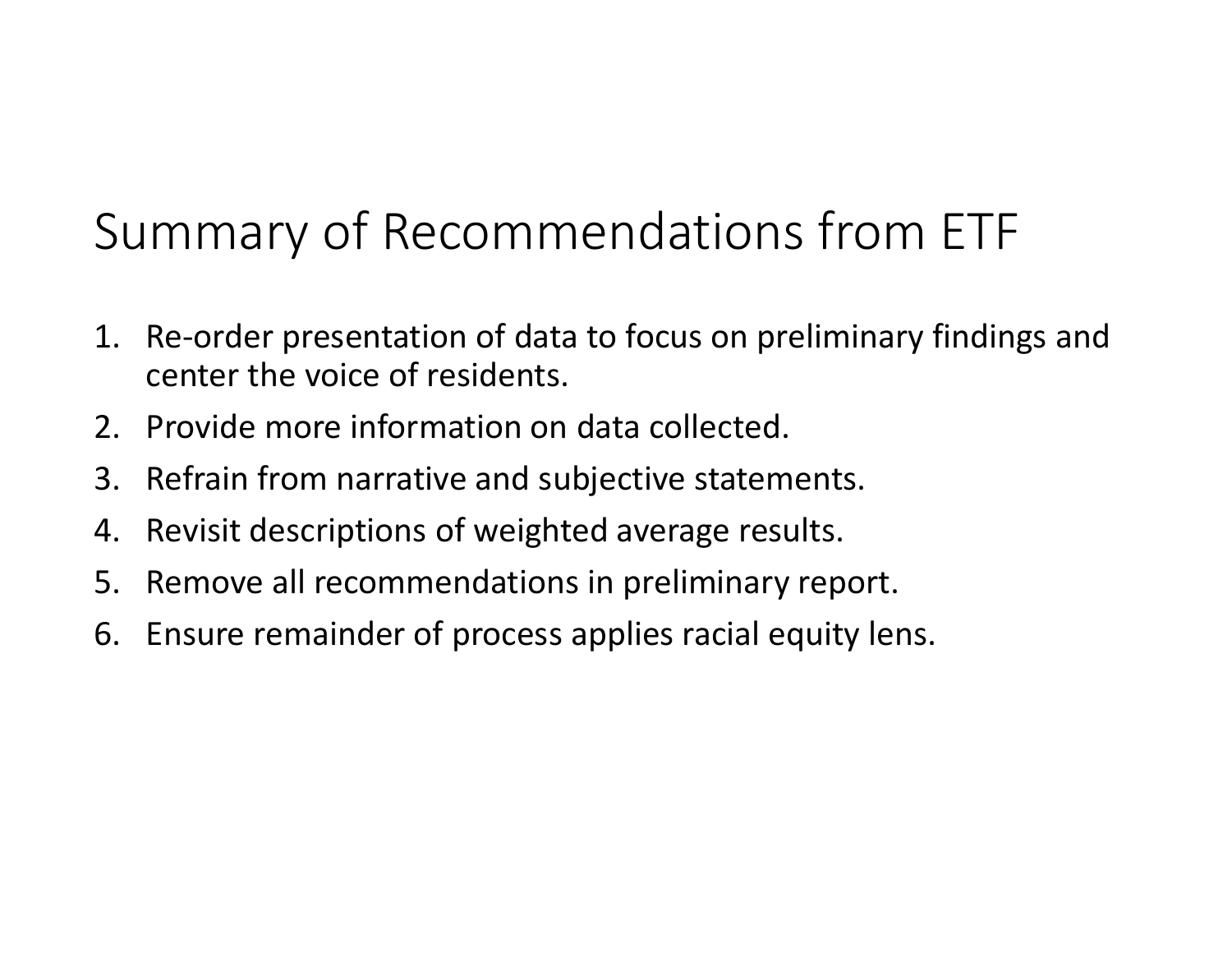# Summary of Recommendations from ETF

1. Re-order presentation of data to focus on preliminary findings and center the voice of residents.
2. Provide more information on data collected.
3. Refrain from narrative and subjective statements.
4. Revisit descriptions of weighted average results.
5. Remove all recommendations in preliminary report.
6. Ensure remainder of process applies racial equity lens.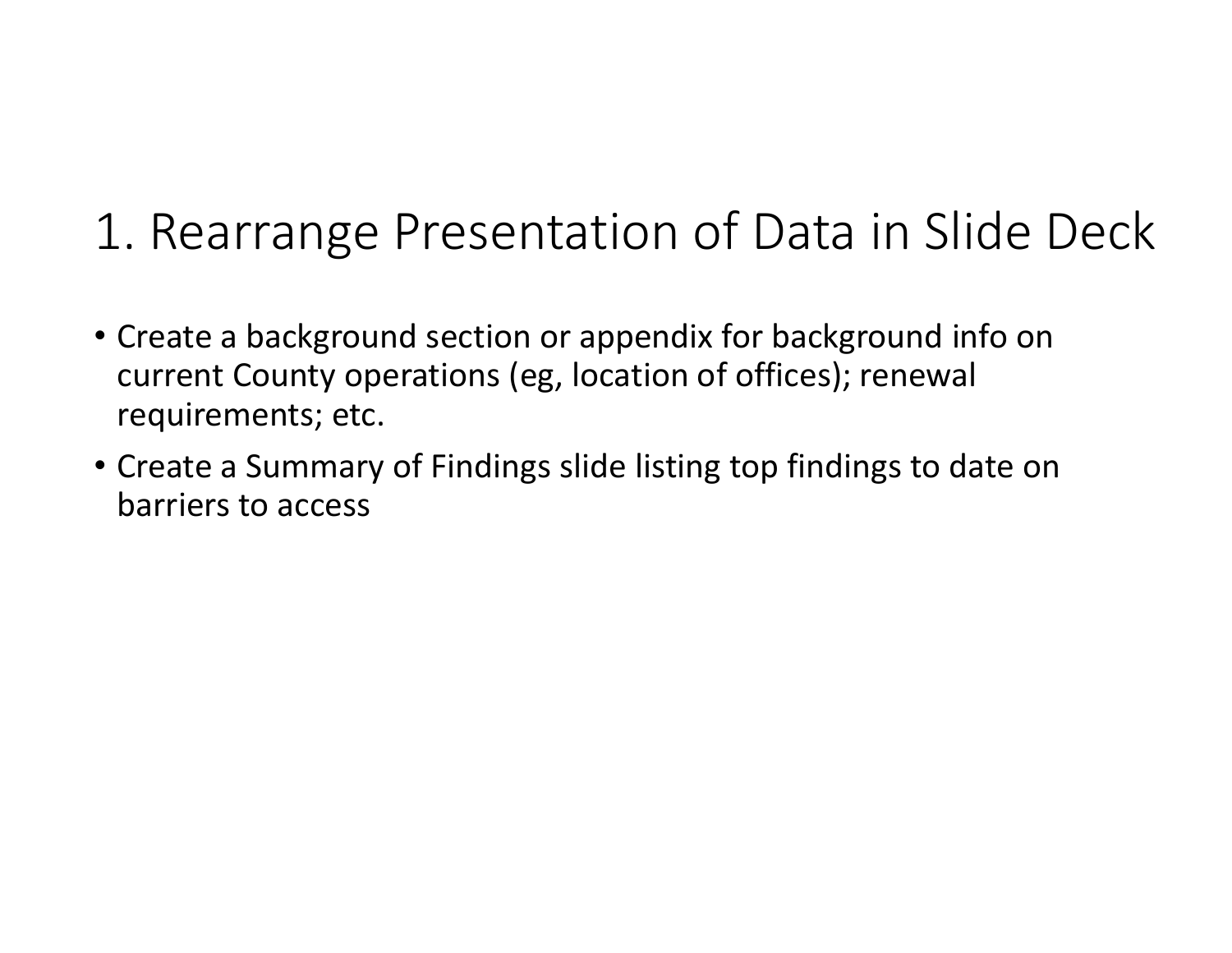# 1. Rearrange Presentation of Data in Slide Deck

- Create a background section or appendix for background info on current County operations (eg, location of offices); renewal requirements; etc.
- Create a Summary of Findings slide listing top findings to date on barriers to access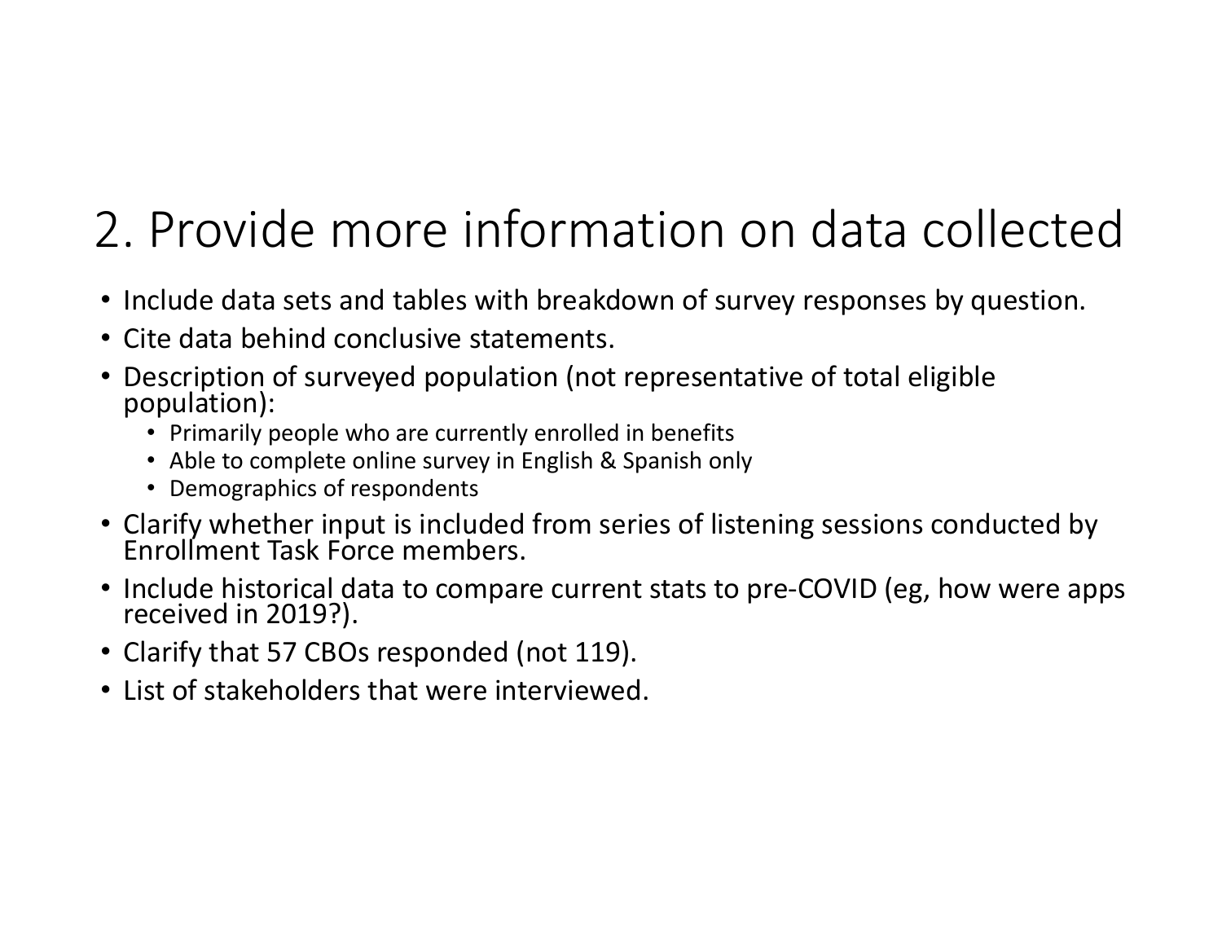# 2. Provide more information on data collected

- Include data sets and tables with breakdown of survey responses by question.
- Cite data behind conclusive statements.
- Description of surveyed population (not representative of total eligible population):
  - Primarily people who are currently enrolled in benefits
  - Able to complete online survey in English & Spanish only
  - Demographics of respondents
- Clarify whether input is included from series of listening sessions conducted by Enrollment Task Force members.
- Include historical data to compare current stats to pre-COVID (eg, how were apps received in 2019?).
- Clarify that 57 CBOs responded (not 119).
- List of stakeholders that were interviewed.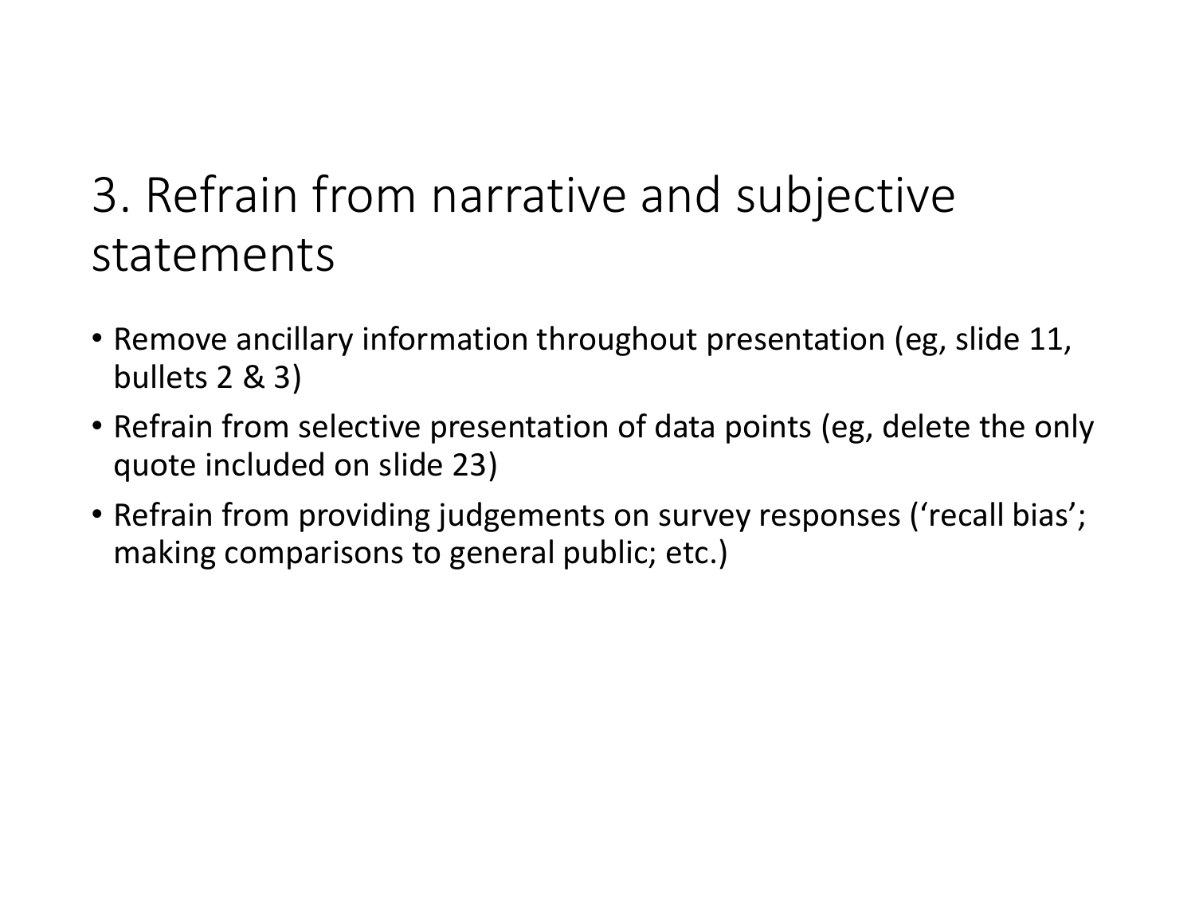# 3. Refrain from narrative and subjective statements

- Remove ancillary information throughout presentation (eg, slide 11, bullets 2 & 3)
- Refrain from selective presentation of data points (eg, delete the only quote included on slide 23)
- Refrain from providing judgements on survey responses (‘recall bias’; making comparisons to general public; etc.)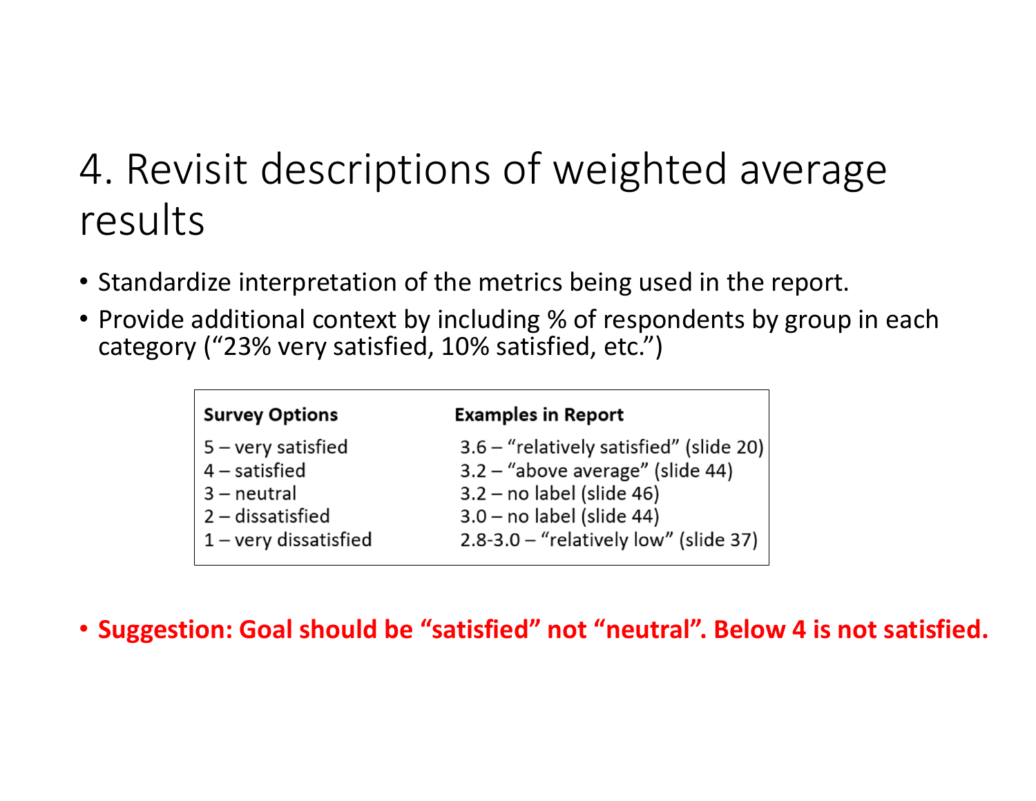# 4. Revisit descriptions of weighted average results

- Standardize interpretation of the metrics being used in the report.
- Provide additional context by including % of respondents by group in each category ("23% very satisfied, 10% satisfied, etc.")

| Survey Options | Examples in Report |
|---|---|
| 5 – very satisfied | 3.6 – "relatively satisfied" (slide 20) |
| 4 – satisfied | 3.2 – "above average" (slide 44) |
| 3 – neutral | 3.2 – no label (slide 46) |
| 2 – dissatisfied | 3.0 – no label (slide 44) |
| 1 – very dissatisfied | 2.8-3.0 – "relatively low" (slide 37) |

- **Suggestion: Goal should be "satisfied" not "neutral". Below 4 is not satisfied.**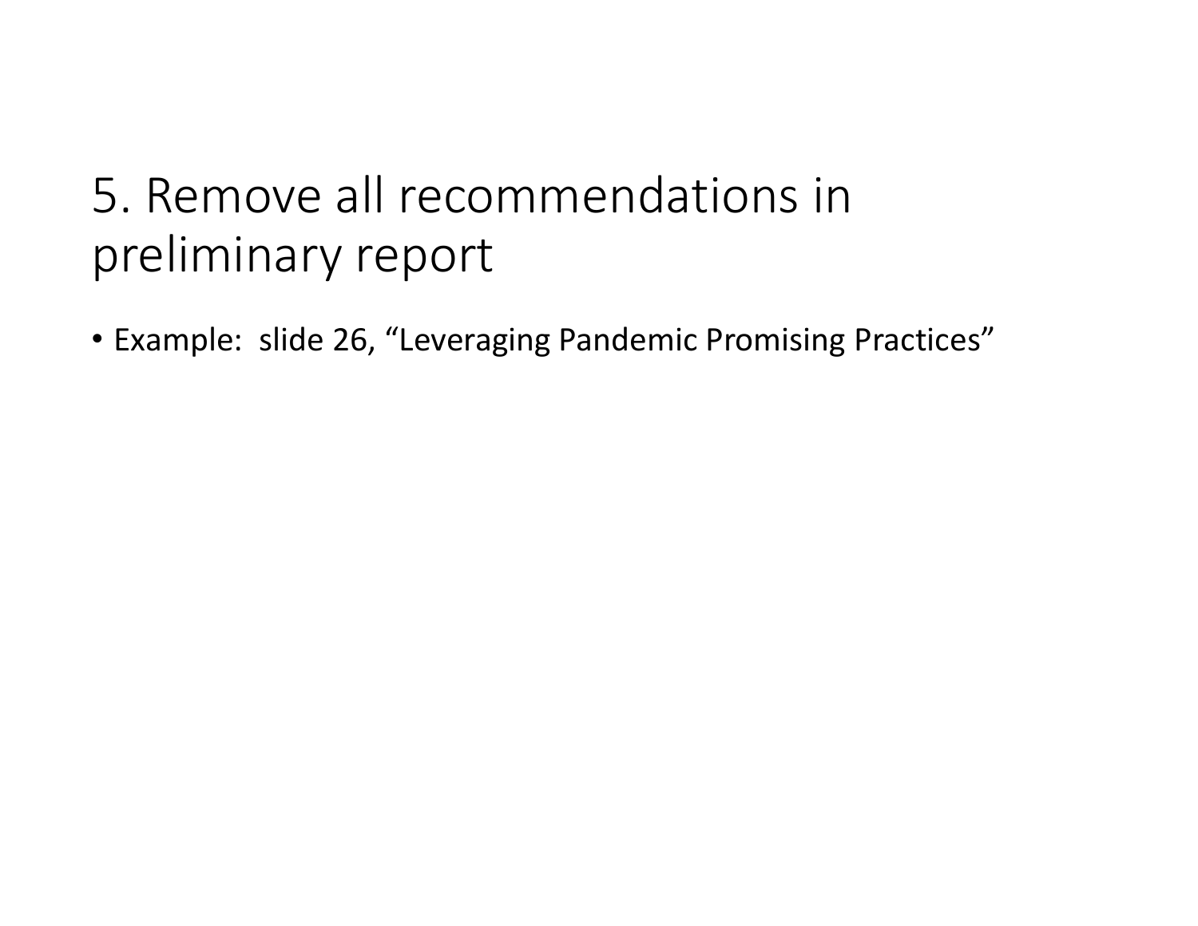# 5. Remove all recommendations in preliminary report

- Example: slide 26, "Leveraging Pandemic Promising Practices"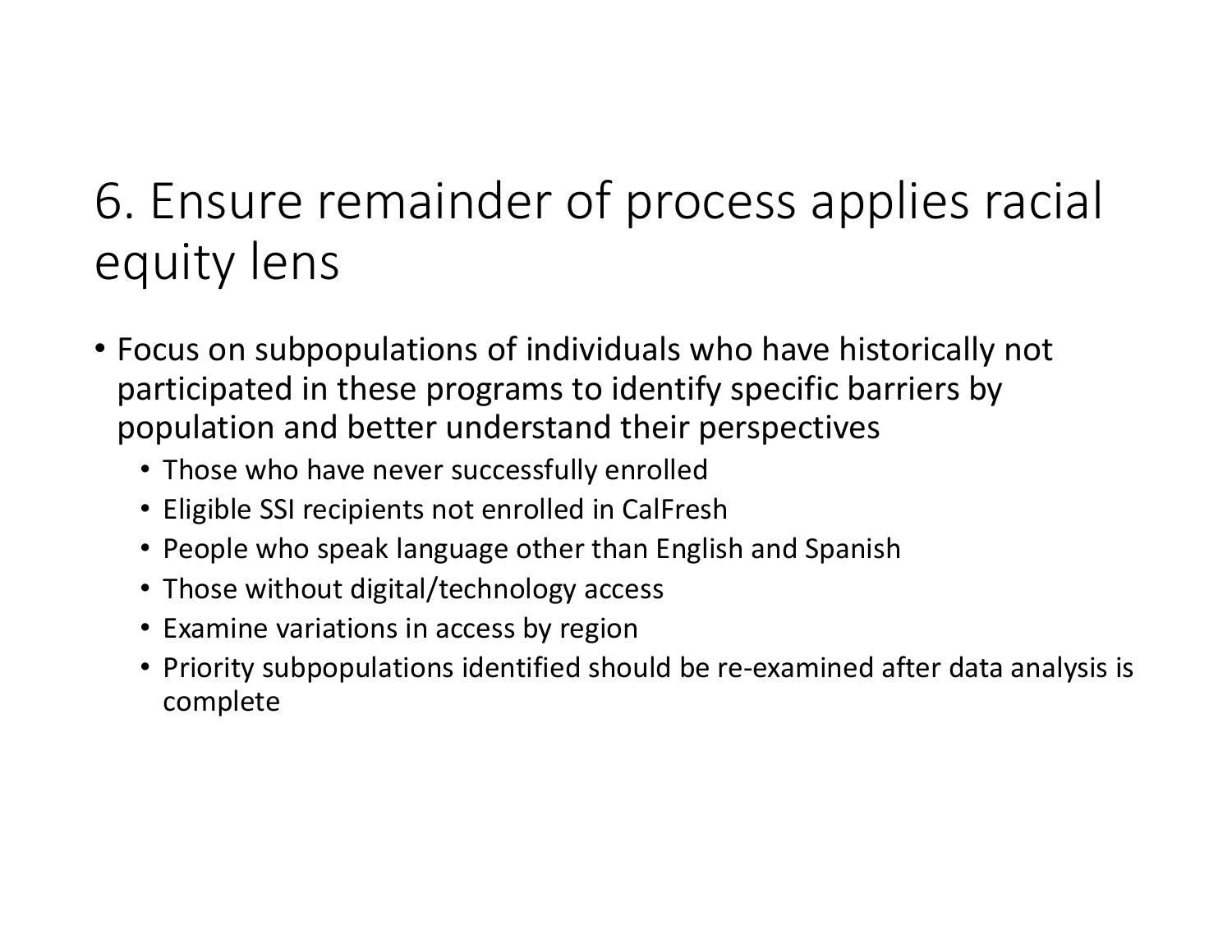# 6. Ensure remainder of process applies racial equity lens

- Focus on subpopulations of individuals who have historically not participated in these programs to identify specific barriers by population and better understand their perspectives
  - Those who have never successfully enrolled
  - Eligible SSI recipients not enrolled in CalFresh
  - People who speak language other than English and Spanish
  - Those without digital/technology access
  - Examine variations in access by region
  - Priority subpopulations identified should be re-examined after data analysis is complete